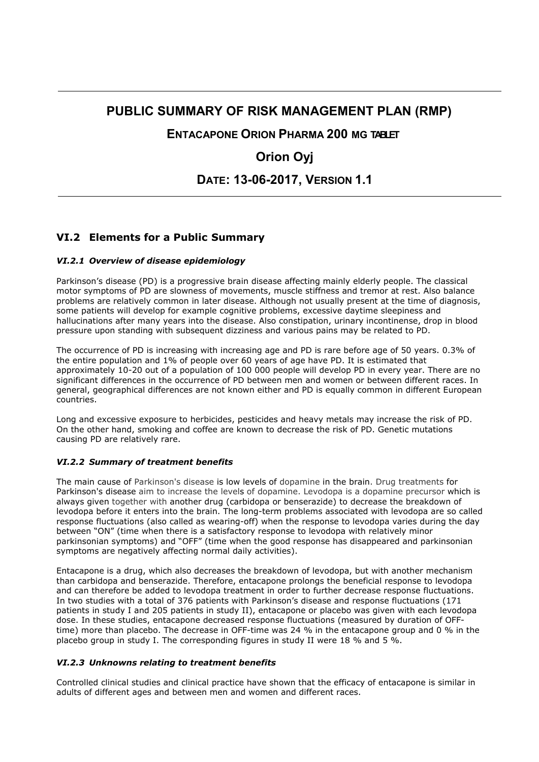# PUBLIC SUMMARY OF RISK MANAGEMENT PLAN (RMP)

## ENTACAPONE ORION PHARMA 200 MG TABLET

## Orion Oyj

## DATE: 13-06-2017, VERSION 1.1

## VI.2 Elements for a Public Summary

### *VI.2.1 Overview of disease epidemiology*

Parkinson's disease (PD) is a progressive brain disease affecting mainly elderly people. The classical motor symptoms of PD are slowness of movements, muscle stiffness and tremor at rest. Also balance problems are relatively common in later disease. Although not usually present at the time of diagnosis, some patients will develop for example cognitive problems, excessive daytime sleepiness and hallucinations after many years into the disease. Also constipation, urinary incontinense, drop in blood pressure upon standing with subsequent dizziness and various pains may be related to PD.

The occurrence of PD is increasing with increasing age and PD is rare before age of 50 years. 0.3% of the entire population and 1% of people over 60 years of age have PD. It is estimated that approximately 10-20 out of a population of 100 000 people will develop PD in every year. There are no significant differences in the occurrence of PD between men and women or between different races. In general, geographical differences are not known either and PD is equally common in different European countries.

Long and excessive exposure to herbicides, pesticides and heavy metals may increase the risk of PD. On the other hand, smoking and coffee are known to decrease the risk of PD. Genetic mutations causing PD are relatively rare.

### *VI.2.2 Summary of treatment benefits*

The main cause of Parkinson's disease is low levels of dopamine in the brain. Drug treatments for Parkinson's disease aim to increase the levels of dopamine. Levodopa is a dopamine precursor which is always given together with another drug (carbidopa or benserazide) to decrease the breakdown of levodopa before it enters into the brain. The long-term problems associated with levodopa are so called response fluctuations (also called as wearing-off) when the response to levodopa varies during the day between "ON" (time when there is a satisfactory response to levodopa with relatively minor parkinsonian symptoms) and "OFF" (time when the good response has disappeared and parkinsonian symptoms are negatively affecting normal daily activities).

Entacapone is a drug, which also decreases the breakdown of levodopa, but with another mechanism than carbidopa and benserazide. Therefore, entacapone prolongs the beneficial response to levodopa and can therefore be added to levodopa treatment in order to further decrease response fluctuations. In two studies with a total of 376 patients with Parkinson's disease and response fluctuations (171 patients in study I and 205 patients in study II), entacapone or placebo was given with each levodopa dose. In these studies, entacapone decreased response fluctuations (measured by duration of OFF-time) more than placebo. The decrease in OFF-time was 24 % in the entacapone group and 0 % in the placebo group in study I. The corresponding figures in study II were 18 % and 5 %.

### *VI.2.3 Unknowns relating to treatment benefits*

Controlled clinical studies and clinical practice have shown that the efficacy of entacapone is similar in adults of different ages and between men and women and different races.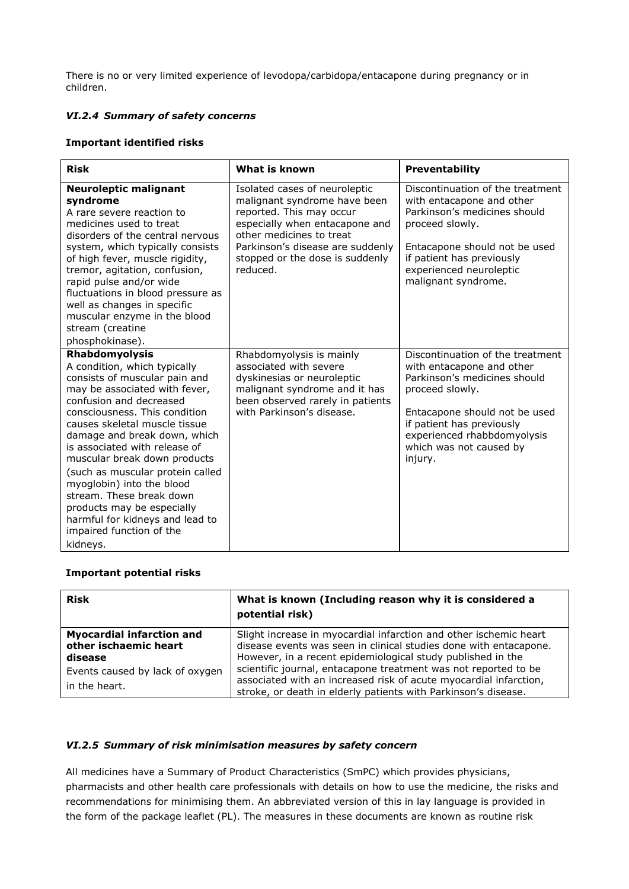There is no or very limited experience of levodopa/carbidopa/entacapone during pregnancy or in children.

### *VI.2.4 Summary of safety concerns*

**Important identified risks**

| Risk | What is known | Preventability |
|---|---|---|
| **Neuroleptic malignant syndrome**<br>A rare severe reaction to medicines used to treat disorders of the central nervous system, which typically consists of high fever, muscle rigidity, tremor, agitation, confusion, rapid pulse and/or wide fluctuations in blood pressure as well as changes in specific muscular enzyme in the blood stream (creatine phosphokinase). | Isolated cases of neuroleptic malignant syndrome have been reported. This may occur especially when entacapone and other medicines to treat Parkinson's disease are suddenly stopped or the dose is suddenly reduced. | Discontinuation of the treatment with entacapone and other Parkinson's medicines should proceed slowly.<br><br>Entacapone should not be used if patient has previously experienced neuroleptic malignant syndrome. |
| **Rhabdomyolysis**<br>A condition, which typically consists of muscular pain and may be associated with fever, confusion and decreased consciousness. This condition causes skeletal muscle tissue damage and break down, which is associated with release of muscular break down products (such as muscular protein called myoglobin) into the blood stream. These break down products may be especially harmful for kidneys and lead to impaired function of the kidneys. | Rhabdomyolysis is mainly associated with severe dyskinesias or neuroleptic malignant syndrome and it has been observed rarely in patients with Parkinson's disease. | Discontinuation of the treatment with entacapone and other Parkinson's medicines should proceed slowly.<br><br>Entacapone should not be used if patient has previously experienced rhabbdomyolysis which was not caused by injury. |

**Important potential risks**

| Risk | What is known (Including reason why it is considered a potential risk) |
|---|---|
| **Myocardial infarction and other ischaemic heart disease**<br>Events caused by lack of oxygen in the heart. | Slight increase in myocardial infarction and other ischemic heart disease events was seen in clinical studies done with entacapone. However, in a recent epidemiological study published in the scientific journal, entacapone treatment was not reported to be associated with an increased risk of acute myocardial infarction, stroke, or death in elderly patients with Parkinson's disease. |

### *VI.2.5 Summary of risk minimisation measures by safety concern*

All medicines have a Summary of Product Characteristics (SmPC) which provides physicians, pharmacists and other health care professionals with details on how to use the medicine, the risks and recommendations for minimising them. An abbreviated version of this in lay language is provided in the form of the package leaflet (PL). The measures in these documents are known as routine risk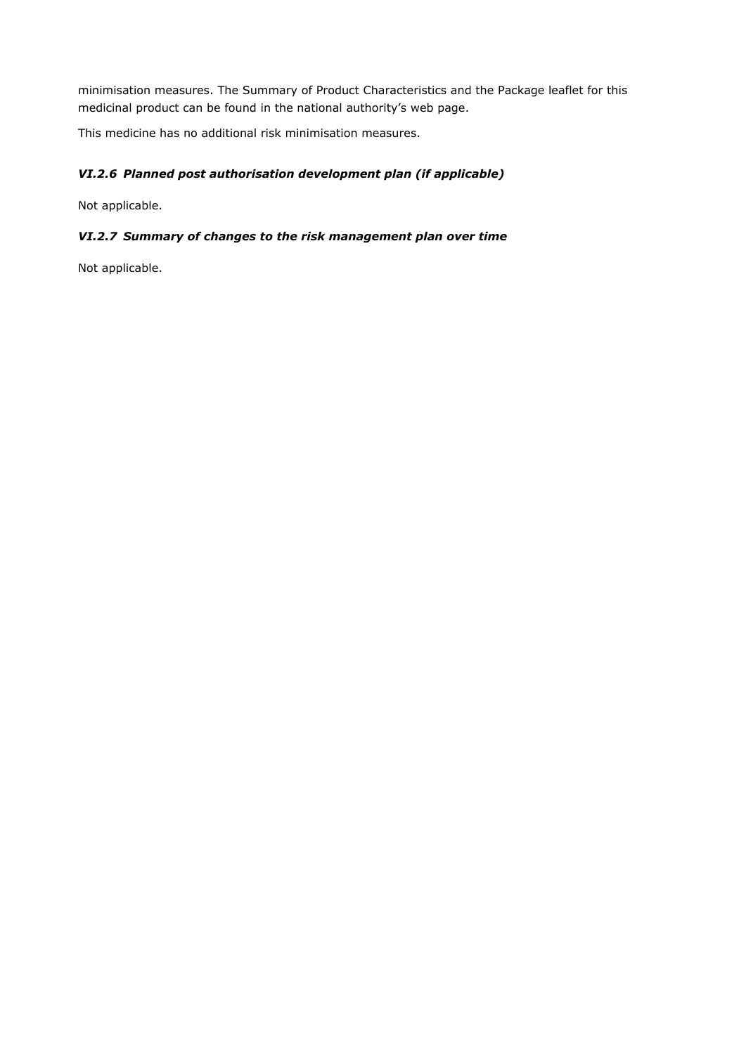minimisation measures. The Summary of Product Characteristics and the Package leaflet for this medicinal product can be found in the national authority's web page.

This medicine has no additional risk minimisation measures.

### *VI.2.6 Planned post authorisation development plan (if applicable)*

Not applicable.

### *VI.2.7 Summary of changes to the risk management plan over time*

Not applicable.